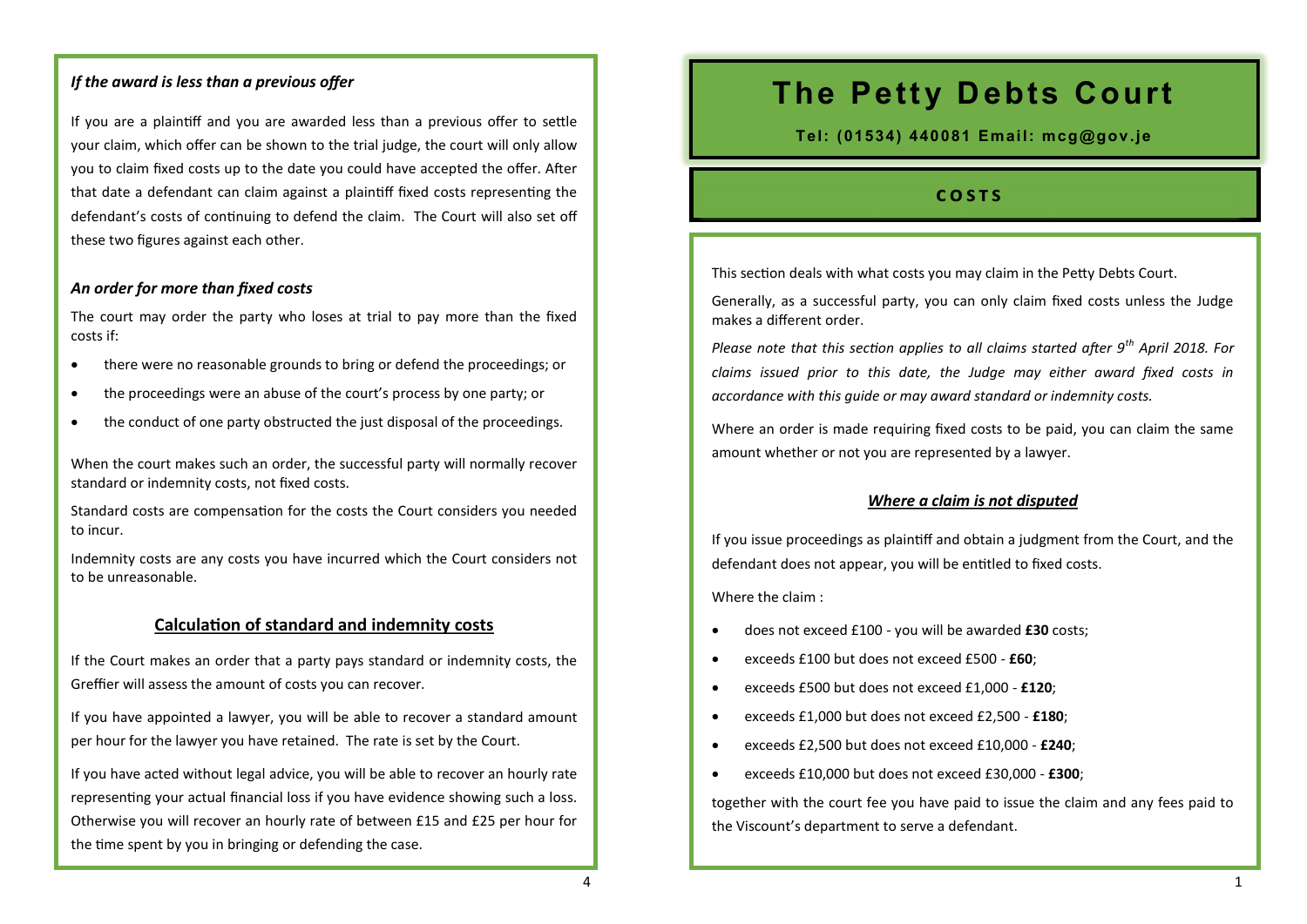# The Petty Debts Court

**Tel: (01534) 440081 Email: mcg@gov.je**

## COSTS

This section deals with what costs you may claim in the Petty Debts Court.

Generally, as a successful party, you can only claim fixed costs unless the Judge makes a different order.

*Please note that this section applies to all claims started after 9th April 2018. For claims issued prior to this date, the Judge may either award fixed costs in accordance with this guide or may award standard or indemnity costs.*

Where an order is made requiring fixed costs to be paid, you can claim the same amount whether or not you are represented by a lawyer.

### *Where a claim is not disputed*

If you issue proceedings as plaintiff and obtain a judgment from the Court, and the defendant does not appear, you will be entitled to fixed costs.

Where the claim :

- does not exceed £100 - you will be awarded **£30** costs;
- exceeds £100 but does not exceed £500 - **£60**;
- exceeds £500 but does not exceed £1,000 - **£120**;
- exceeds £1,000 but does not exceed £2,500 - **£180**;
- exceeds £2,500 but does not exceed £10,000 - **£240**;
- exceeds £10,000 but does not exceed £30,000 - **£300**;

together with the court fee you have paid to issue the claim and any fees paid to the Viscount's department to serve a defendant.

### *If the award is less than a previous offer*

If you are a plaintiff and you are awarded less than a previous offer to settle your claim, which offer can be shown to the trial judge, the court will only allow you to claim fixed costs up to the date you could have accepted the offer. After that date a defendant can claim against a plaintiff fixed costs representing the defendant's costs of continuing to defend the claim. The Court will also set off these two figures against each other.

### *An order for more than fixed costs*

The court may order the party who loses at trial to pay more than the fixed costs if:

- there were no reasonable grounds to bring or defend the proceedings; or
- the proceedings were an abuse of the court's process by one party; or
- the conduct of one party obstructed the just disposal of the proceedings.

When the court makes such an order, the successful party will normally recover standard or indemnity costs, not fixed costs.

Standard costs are compensation for the costs the Court considers you needed to incur.

Indemnity costs are any costs you have incurred which the Court considers not to be unreasonable.

### Calculation of standard and indemnity costs

If the Court makes an order that a party pays standard or indemnity costs, the Greffier will assess the amount of costs you can recover.

If you have appointed a lawyer, you will be able to recover a standard amount per hour for the lawyer you have retained. The rate is set by the Court.

If you have acted without legal advice, you will be able to recover an hourly rate representing your actual financial loss if you have evidence showing such a loss. Otherwise you will recover an hourly rate of between £15 and £25 per hour for the time spent by you in bringing or defending the case.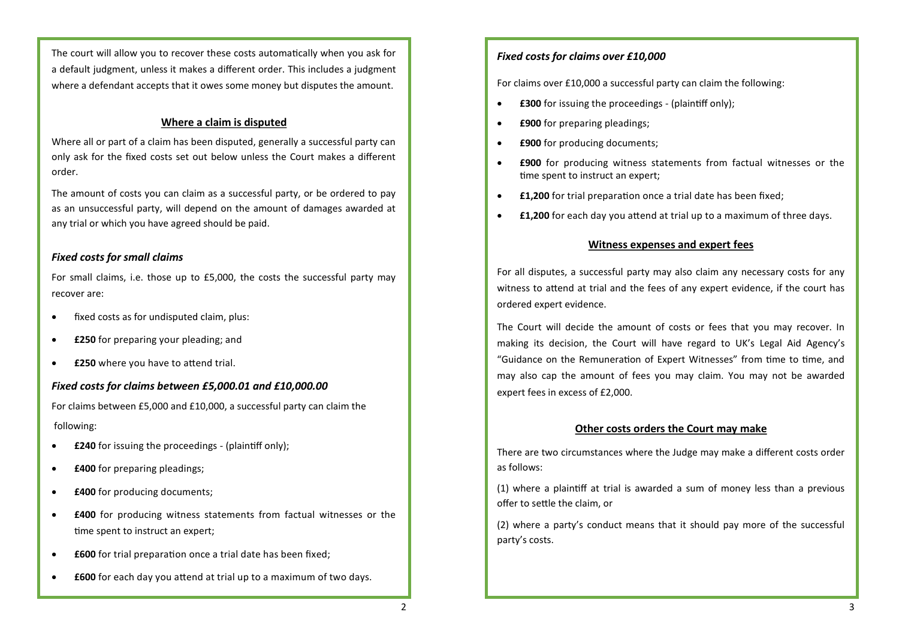The court will allow you to recover these costs automatically when you ask for a default judgment, unless it makes a different order. This includes a judgment where a defendant accepts that it owes some money but disputes the amount.

## Where a claim is disputed

Where all or part of a claim has been disputed, generally a successful party can only ask for the fixed costs set out below unless the Court makes a different order.

The amount of costs you can claim as a successful party, or be ordered to pay as an unsuccessful party, will depend on the amount of damages awarded at any trial or which you have agreed should be paid.

### *Fixed costs for small claims*

For small claims, i.e. those up to £5,000, the costs the successful party may recover are:

- fixed costs as for undisputed claim, plus:
- **£250** for preparing your pleading; and
- **£250** where you have to attend trial.

### *Fixed costs for claims between £5,000.01 and £10,000.00*

For claims between £5,000 and £10,000, a successful party can claim the following:

- **£240** for issuing the proceedings - (plaintiff only);
- **£400** for preparing pleadings;
- **£400** for producing documents;
- **£400** for producing witness statements from factual witnesses or the time spent to instruct an expert;
- **£600** for trial preparation once a trial date has been fixed;
- **£600** for each day you attend at trial up to a maximum of two days.

### *Fixed costs for claims over £10,000*

For claims over £10,000 a successful party can claim the following:

- **£300** for issuing the proceedings - (plaintiff only);
- **£900** for preparing pleadings;
- **£900** for producing documents;
- **£900** for producing witness statements from factual witnesses or the time spent to instruct an expert;
- **£1,200** for trial preparation once a trial date has been fixed;
- **£1,200** for each day you attend at trial up to a maximum of three days.

## Witness expenses and expert fees

For all disputes, a successful party may also claim any necessary costs for any witness to attend at trial and the fees of any expert evidence, if the court has ordered expert evidence.

The Court will decide the amount of costs or fees that you may recover. In making its decision, the Court will have regard to UK's Legal Aid Agency's "Guidance on the Remuneration of Expert Witnesses" from time to time, and may also cap the amount of fees you may claim. You may not be awarded expert fees in excess of £2,000.

## Other costs orders the Court may make

There are two circumstances where the Judge may make a different costs order as follows:

(1) where a plaintiff at trial is awarded a sum of money less than a previous offer to settle the claim, or

(2) where a party's conduct means that it should pay more of the successful party's costs.